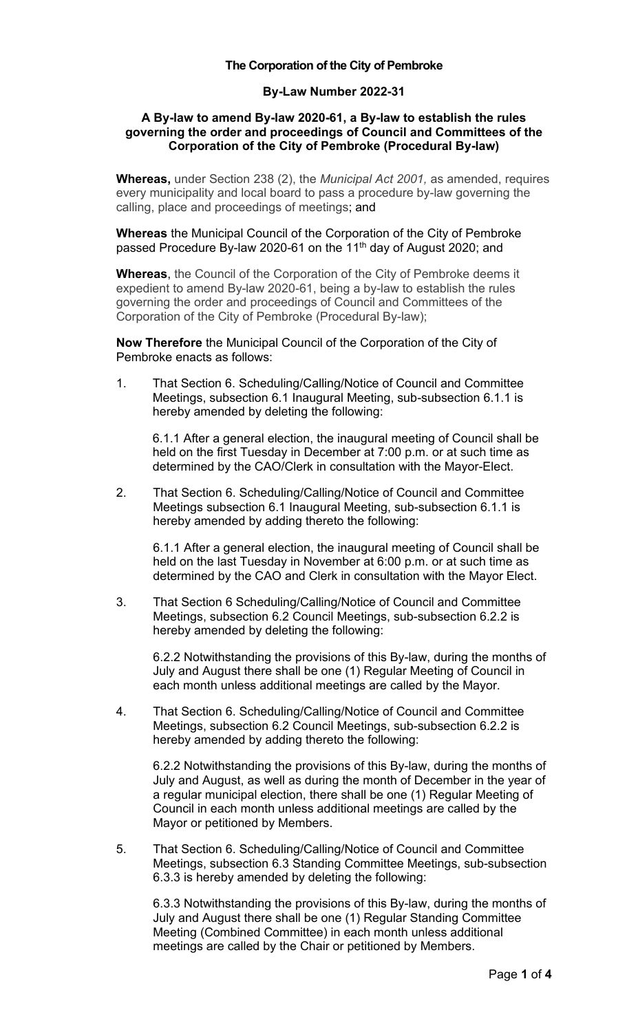**The Corporation of the City of Pembroke**

**By-Law Number 2022-31**

**A By-law to amend By-law 2020-61, a By-law to establish the rules governing the order and proceedings of Council and Committees of the Corporation of the City of Pembroke (Procedural By-law)**

**Whereas,** under Section 238 (2), the *Municipal Act 2001,* as amended, requires every municipality and local board to pass a procedure by-law governing the calling, place and proceedings of meetings; and

**Whereas** the Municipal Council of the Corporation of the City of Pembroke passed Procedure By-law 2020-61 on the 11th day of August 2020; and

**Whereas**, the Council of the Corporation of the City of Pembroke deems it expedient to amend By-law 2020-61, being a by-law to establish the rules governing the order and proceedings of Council and Committees of the Corporation of the City of Pembroke (Procedural By-law);

**Now Therefore** the Municipal Council of the Corporation of the City of Pembroke enacts as follows:

1. That Section 6. Scheduling/Calling/Notice of Council and Committee Meetings, subsection 6.1 Inaugural Meeting, sub-subsection 6.1.1 is hereby amended by deleting the following:

   6.1.1 After a general election, the inaugural meeting of Council shall be held on the first Tuesday in December at 7:00 p.m. or at such time as determined by the CAO/Clerk in consultation with the Mayor-Elect.

2. That Section 6. Scheduling/Calling/Notice of Council and Committee Meetings subsection 6.1 Inaugural Meeting, sub-subsection 6.1.1 is hereby amended by adding thereto the following:

   6.1.1 After a general election, the inaugural meeting of Council shall be held on the last Tuesday in November at 6:00 p.m. or at such time as determined by the CAO and Clerk in consultation with the Mayor Elect.

3. That Section 6 Scheduling/Calling/Notice of Council and Committee Meetings, subsection 6.2 Council Meetings, sub-subsection 6.2.2 is hereby amended by deleting the following:

   6.2.2 Notwithstanding the provisions of this By-law, during the months of July and August there shall be one (1) Regular Meeting of Council in each month unless additional meetings are called by the Mayor.

4. That Section 6. Scheduling/Calling/Notice of Council and Committee Meetings, subsection 6.2 Council Meetings, sub-subsection 6.2.2 is hereby amended by adding thereto the following:

   6.2.2 Notwithstanding the provisions of this By-law, during the months of July and August, as well as during the month of December in the year of a regular municipal election, there shall be one (1) Regular Meeting of Council in each month unless additional meetings are called by the Mayor or petitioned by Members.

5. That Section 6. Scheduling/Calling/Notice of Council and Committee Meetings, subsection 6.3 Standing Committee Meetings, sub-subsection 6.3.3 is hereby amended by deleting the following:

   6.3.3 Notwithstanding the provisions of this By-law, during the months of July and August there shall be one (1) Regular Standing Committee Meeting (Combined Committee) in each month unless additional meetings are called by the Chair or petitioned by Members.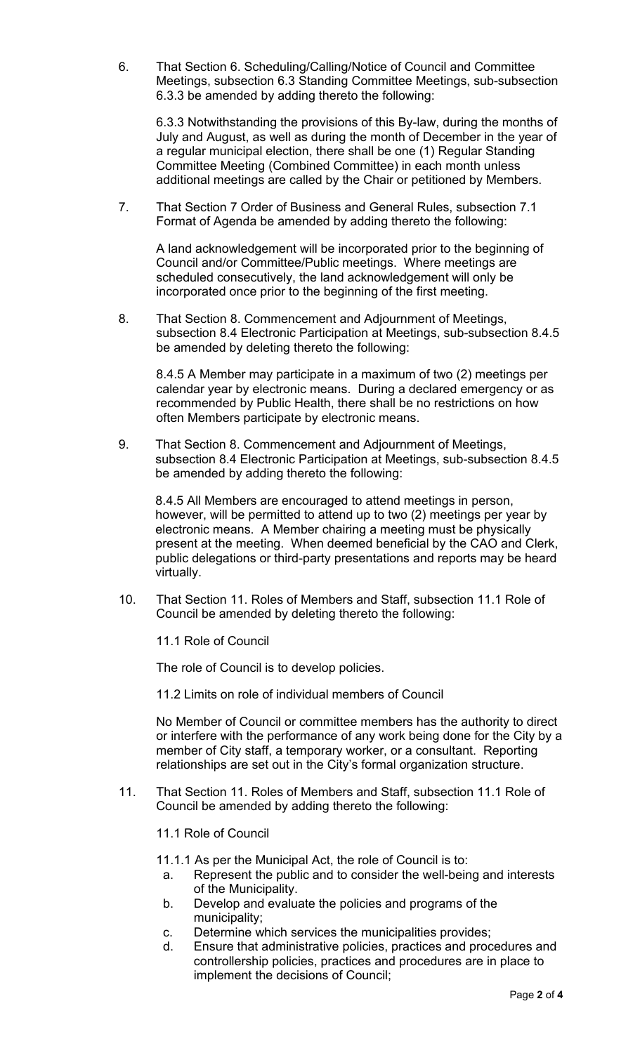6. That Section 6. Scheduling/Calling/Notice of Council and Committee Meetings, subsection 6.3 Standing Committee Meetings, sub-subsection 6.3.3 be amended by adding thereto the following:

   6.3.3 Notwithstanding the provisions of this By-law, during the months of July and August, as well as during the month of December in the year of a regular municipal election, there shall be one (1) Regular Standing Committee Meeting (Combined Committee) in each month unless additional meetings are called by the Chair or petitioned by Members.

7. That Section 7 Order of Business and General Rules, subsection 7.1 Format of Agenda be amended by adding thereto the following:

   A land acknowledgement will be incorporated prior to the beginning of Council and/or Committee/Public meetings. Where meetings are scheduled consecutively, the land acknowledgement will only be incorporated once prior to the beginning of the first meeting.

8. That Section 8. Commencement and Adjournment of Meetings, subsection 8.4 Electronic Participation at Meetings, sub-subsection 8.4.5 be amended by deleting thereto the following:

   8.4.5 A Member may participate in a maximum of two (2) meetings per calendar year by electronic means. During a declared emergency or as recommended by Public Health, there shall be no restrictions on how often Members participate by electronic means.

9. That Section 8. Commencement and Adjournment of Meetings, subsection 8.4 Electronic Participation at Meetings, sub-subsection 8.4.5 be amended by adding thereto the following:

   8.4.5 All Members are encouraged to attend meetings in person, however, will be permitted to attend up to two (2) meetings per year by electronic means. A Member chairing a meeting must be physically present at the meeting. When deemed beneficial by the CAO and Clerk, public delegations or third-party presentations and reports may be heard virtually.

10. That Section 11. Roles of Members and Staff, subsection 11.1 Role of Council be amended by deleting thereto the following:

    11.1 Role of Council

    The role of Council is to develop policies.

    11.2 Limits on role of individual members of Council

    No Member of Council or committee members has the authority to direct or interfere with the performance of any work being done for the City by a member of City staff, a temporary worker, or a consultant. Reporting relationships are set out in the City's formal organization structure.

11. That Section 11. Roles of Members and Staff, subsection 11.1 Role of Council be amended by adding thereto the following:

    11.1 Role of Council

    11.1.1 As per the Municipal Act, the role of Council is to:

    a. Represent the public and to consider the well-being and interests of the Municipality.
    b. Develop and evaluate the policies and programs of the municipality;
    c. Determine which services the municipalities provides;
    d. Ensure that administrative policies, practices and procedures and controllership policies, practices and procedures are in place to implement the decisions of Council;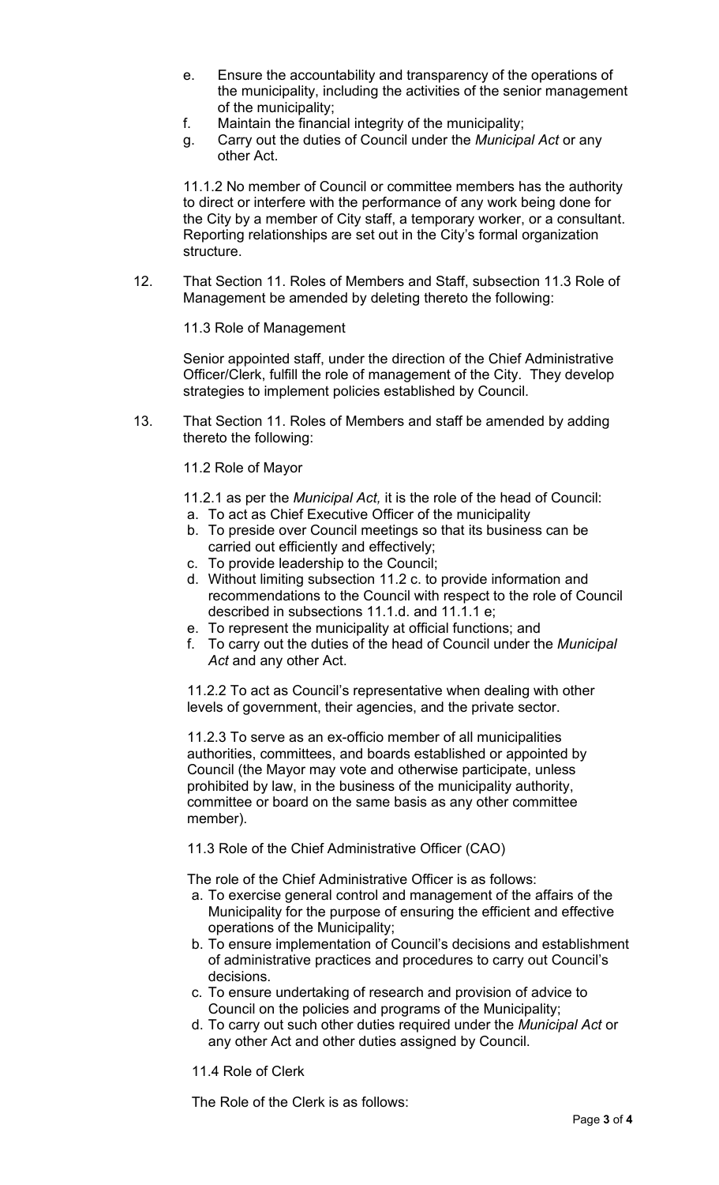e. Ensure the accountability and transparency of the operations of the municipality, including the activities of the senior management of the municipality;
f. Maintain the financial integrity of the municipality;
g. Carry out the duties of Council under the *Municipal Act* or any other Act.

11.1.2 No member of Council or committee members has the authority to direct or interfere with the performance of any work being done for the City by a member of City staff, a temporary worker, or a consultant. Reporting relationships are set out in the City's formal organization structure.

12. That Section 11. Roles of Members and Staff, subsection 11.3 Role of Management be amended by deleting thereto the following:

11.3 Role of Management

Senior appointed staff, under the direction of the Chief Administrative Officer/Clerk, fulfill the role of management of the City. They develop strategies to implement policies established by Council.

13. That Section 11. Roles of Members and staff be amended by adding thereto the following:

11.2 Role of Mayor

11.2.1 as per the *Municipal Act,* it is the role of the head of Council:

a. To act as Chief Executive Officer of the municipality
b. To preside over Council meetings so that its business can be carried out efficiently and effectively;
c. To provide leadership to the Council;
d. Without limiting subsection 11.2 c. to provide information and recommendations to the Council with respect to the role of Council described in subsections 11.1.d. and 11.1.1 e;
e. To represent the municipality at official functions; and
f. To carry out the duties of the head of Council under the *Municipal Act* and any other Act.

11.2.2 To act as Council's representative when dealing with other levels of government, their agencies, and the private sector.

11.2.3 To serve as an ex-officio member of all municipalities authorities, committees, and boards established or appointed by Council (the Mayor may vote and otherwise participate, unless prohibited by law, in the business of the municipality authority, committee or board on the same basis as any other committee member).

11.3 Role of the Chief Administrative Officer (CAO)

The role of the Chief Administrative Officer is as follows:

a. To exercise general control and management of the affairs of the Municipality for the purpose of ensuring the efficient and effective operations of the Municipality;
b. To ensure implementation of Council's decisions and establishment of administrative practices and procedures to carry out Council's decisions.
c. To ensure undertaking of research and provision of advice to Council on the policies and programs of the Municipality;
d. To carry out such other duties required under the *Municipal Act* or any other Act and other duties assigned by Council.

11.4 Role of Clerk

The Role of the Clerk is as follows: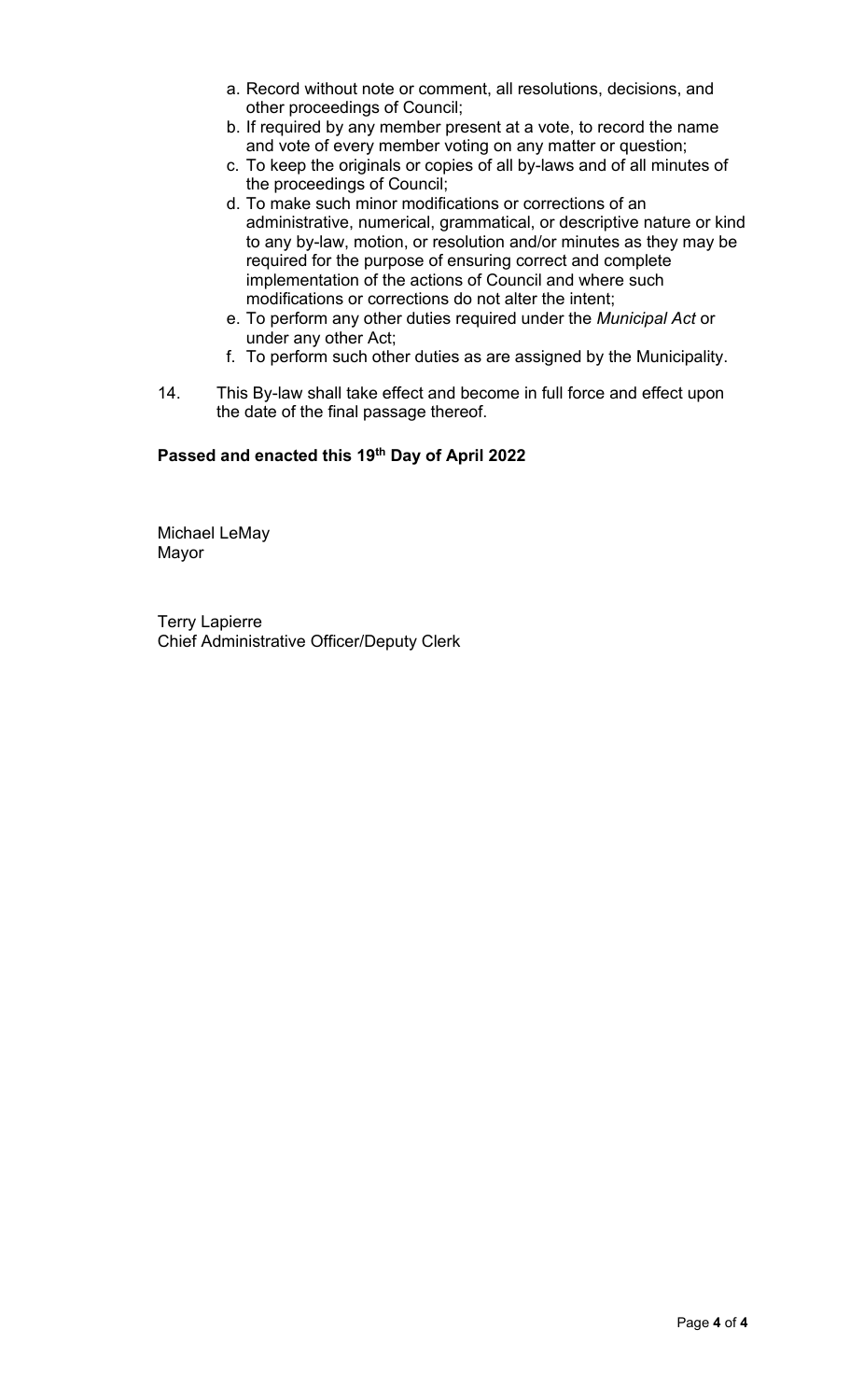a. Record without note or comment, all resolutions, decisions, and other proceedings of Council;
b. If required by any member present at a vote, to record the name and vote of every member voting on any matter or question;
c. To keep the originals or copies of all by-laws and of all minutes of the proceedings of Council;
d. To make such minor modifications or corrections of an administrative, numerical, grammatical, or descriptive nature or kind to any by-law, motion, or resolution and/or minutes as they may be required for the purpose of ensuring correct and complete implementation of the actions of Council and where such modifications or corrections do not alter the intent;
e. To perform any other duties required under the *Municipal Act* or under any other Act;
f. To perform such other duties as are assigned by the Municipality.

14. This By-law shall take effect and become in full force and effect upon the date of the final passage thereof.

**Passed and enacted this 19th Day of April 2022**

Michael LeMay
Mayor

Terry Lapierre
Chief Administrative Officer/Deputy Clerk